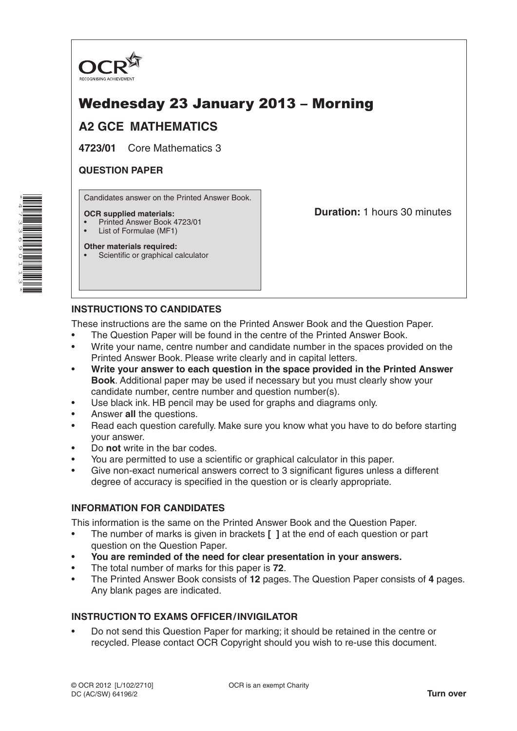OCR RECOGNISING ACHIEVEMENT

# Wednesday 23 January 2013 – Morning

## A2 GCE MATHEMATICS

**4723/01** Core Mathematics 3

**QUESTION PAPER**

Candidates answer on the Printed Answer Book.

**OCR supplied materials:**
- Printed Answer Book 4723/01
- List of Formulae (MF1)

**Other materials required:**
- Scientific or graphical calculator

**Duration:** 1 hours 30 minutes

### INSTRUCTIONS TO CANDIDATES

These instructions are the same on the Printed Answer Book and the Question Paper.

- The Question Paper will be found in the centre of the Printed Answer Book.
- Write your name, centre number and candidate number in the spaces provided on the Printed Answer Book. Please write clearly and in capital letters.
- **Write your answer to each question in the space provided in the Printed Answer Book**. Additional paper may be used if necessary but you must clearly show your candidate number, centre number and question number(s).
- Use black ink. HB pencil may be used for graphs and diagrams only.
- Answer **all** the questions.
- Read each question carefully. Make sure you know what you have to do before starting your answer.
- Do **not** write in the bar codes.
- You are permitted to use a scientific or graphical calculator in this paper.
- Give non-exact numerical answers correct to 3 significant figures unless a different degree of accuracy is specified in the question or is clearly appropriate.

### INFORMATION FOR CANDIDATES

This information is the same on the Printed Answer Book and the Question Paper.

- The number of marks is given in brackets **[ ]** at the end of each question or part question on the Question Paper.
- **You are reminded of the need for clear presentation in your answers.**
- The total number of marks for this paper is **72**.
- The Printed Answer Book consists of **12** pages. The Question Paper consists of **4** pages. Any blank pages are indicated.

### INSTRUCTION TO EXAMS OFFICER / INVIGILATOR

- Do not send this Question Paper for marking; it should be retained in the centre or recycled. Please contact OCR Copyright should you wish to re-use this document.

© OCR 2012 [L/102/2710]
DC (AC/SW) 64196/2

OCR is an exempt Charity

**Turn over**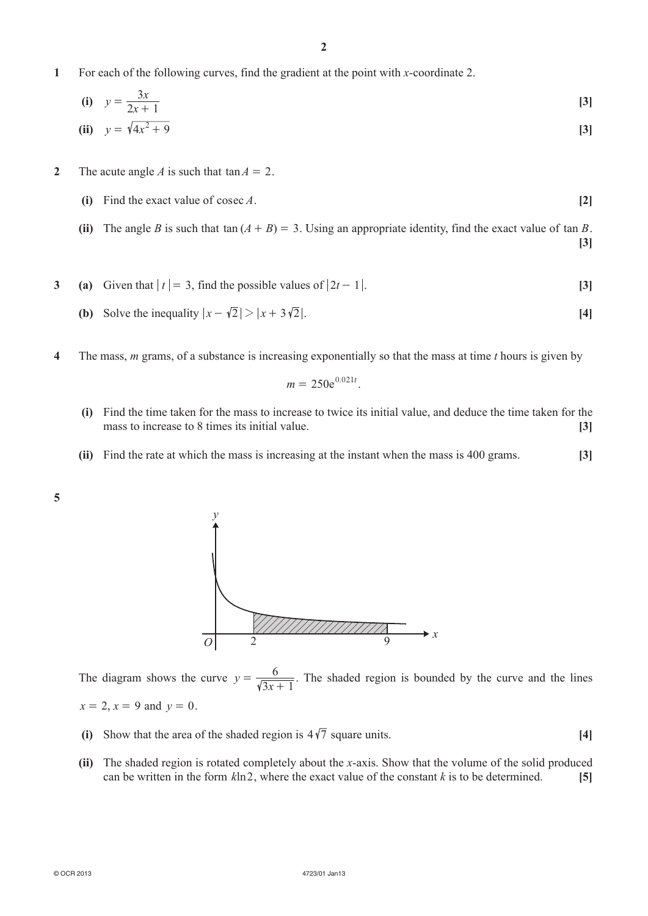**1** For each of the following curves, find the gradient at the point with $x$-coordinate 2.

**(i)** $y = \dfrac{3x}{2x+1}$ **[3]**

**(ii)** $y = \sqrt{4x^2 + 9}$ **[3]**

**2** The acute angle $A$ is such that $\tan A = 2$.

**(i)** Find the exact value of $\operatorname{cosec} A$. **[2]**

**(ii)** The angle $B$ is such that $\tan(A + B) = 3$. Using an appropriate identity, find the exact value of $\tan B$. **[3]**

**3** **(a)** Given that $|t| = 3$, find the possible values of $|2t - 1|$. **[3]**

**(b)** Solve the inequality $|x - \sqrt{2}| > |x + 3\sqrt{2}|$. **[4]**

**4** The mass, $m$ grams, of a substance is increasing exponentially so that the mass at time $t$ hours is given by

$$m = 250e^{0.021t}.$$

**(i)** Find the time taken for the mass to increase to twice its initial value, and deduce the time taken for the mass to increase to 8 times its initial value. **[3]**

**(ii)** Find the rate at which the mass is increasing at the instant when the mass is 400 grams. **[3]**

**5**

The diagram shows the curve $y = \dfrac{6}{\sqrt{3x+1}}$. The shaded region is bounded by the curve and the lines $x = 2$, $x = 9$ and $y = 0$.

**(i)** Show that the area of the shaded region is $4\sqrt{7}$ square units. **[4]**

**(ii)** The shaded region is rotated completely about the $x$-axis. Show that the volume of the solid produced can be written in the form $k\ln 2$, where the exact value of the constant $k$ is to be determined. **[5]**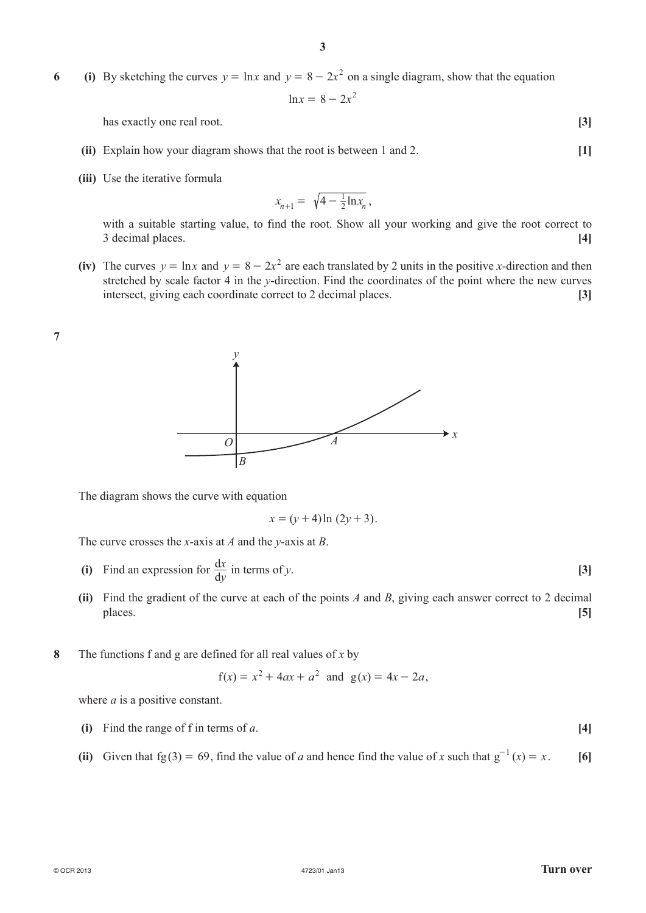**6** **(i)** By sketching the curves $y = \ln x$ and $y = 8 - 2x^2$ on a single diagram, show that the equation

$$\ln x = 8 - 2x^2$$

has exactly one real root. **[3]**

**(ii)** Explain how your diagram shows that the root is between 1 and 2. **[1]**

**(iii)** Use the iterative formula

$$x_{n+1} = \sqrt{4 - \tfrac{1}{2}\ln x_n},$$

with a suitable starting value, to find the root. Show all your working and give the root correct to 3 decimal places. **[4]**

**(iv)** The curves $y = \ln x$ and $y = 8 - 2x^2$ are each translated by 2 units in the positive $x$-direction and then stretched by scale factor 4 in the $y$-direction. Find the coordinates of the point where the new curves intersect, giving each coordinate correct to 2 decimal places. **[3]**

**7**

The diagram shows the curve with equation

$$x = (y + 4)\ln(2y + 3).$$

The curve crosses the $x$-axis at $A$ and the $y$-axis at $B$.

**(i)** Find an expression for $\dfrac{dx}{dy}$ in terms of $y$. **[3]**

**(ii)** Find the gradient of the curve at each of the points $A$ and $B$, giving each answer correct to 2 decimal places. **[5]**

**8** The functions f and g are defined for all real values of $x$ by

$$f(x) = x^2 + 4ax + a^2 \quad \text{and} \quad g(x) = 4x - 2a,$$

where $a$ is a positive constant.

**(i)** Find the range of f in terms of $a$. **[4]**

**(ii)** Given that $fg(3) = 69$, find the value of $a$ and hence find the value of $x$ such that $g^{-1}(x) = x$. **[6]**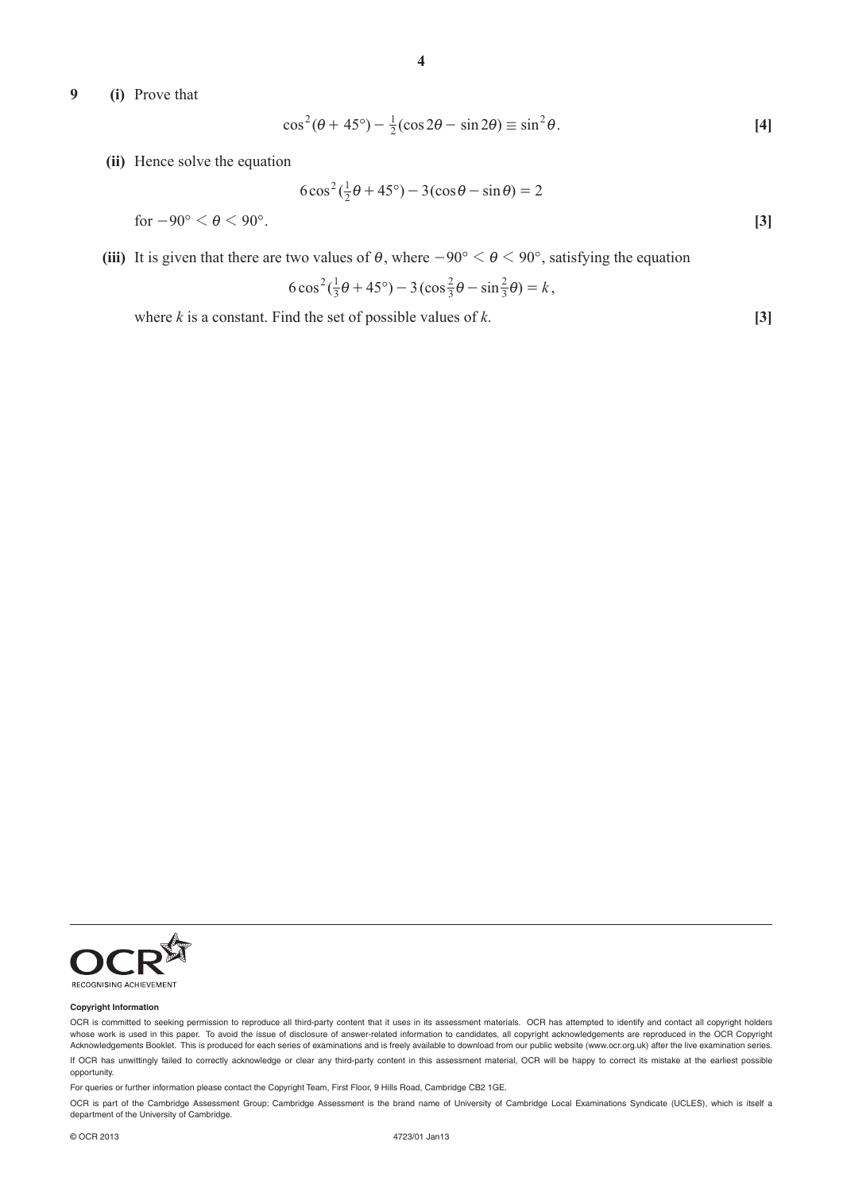**9** **(i)** Prove that

$$\cos^2(\theta + 45°) - \tfrac{1}{2}(\cos 2\theta - \sin 2\theta) \equiv \sin^2\theta. \qquad \textbf{[4]}$$

**(ii)** Hence solve the equation

$$6\cos^2(\tfrac{1}{2}\theta + 45°) - 3(\cos\theta - \sin\theta) = 2$$

for $-90° < \theta < 90°$. **[3]**

**(iii)** It is given that there are two values of $\theta$, where $-90° < \theta < 90°$, satisfying the equation

$$6\cos^2(\tfrac{1}{3}\theta + 45°) - 3(\cos\tfrac{2}{3}\theta - \sin\tfrac{2}{3}\theta) = k,$$

where $k$ is a constant. Find the set of possible values of $k$. **[3]**

**Copyright Information**

OCR is committed to seeking permission to reproduce all third-party content that it uses in its assessment materials. OCR has attempted to identify and contact all copyright holders whose work is used in this paper. To avoid the issue of disclosure of answer-related information to candidates, all copyright acknowledgements are reproduced in the OCR Copyright Acknowledgements Booklet. This is produced for each series of examinations and is freely available to download from our public website (www.ocr.org.uk) after the live examination series.

If OCR has unwittingly failed to correctly acknowledge or clear any third-party content in this assessment material, OCR will be happy to correct its mistake at the earliest possible opportunity.

For queries or further information please contact the Copyright Team, First Floor, 9 Hills Road, Cambridge CB2 1GE.

OCR is part of the Cambridge Assessment Group; Cambridge Assessment is the brand name of University of Cambridge Local Examinations Syndicate (UCLES), which is itself a department of the University of Cambridge.

© OCR 2013 4723/01 Jan13